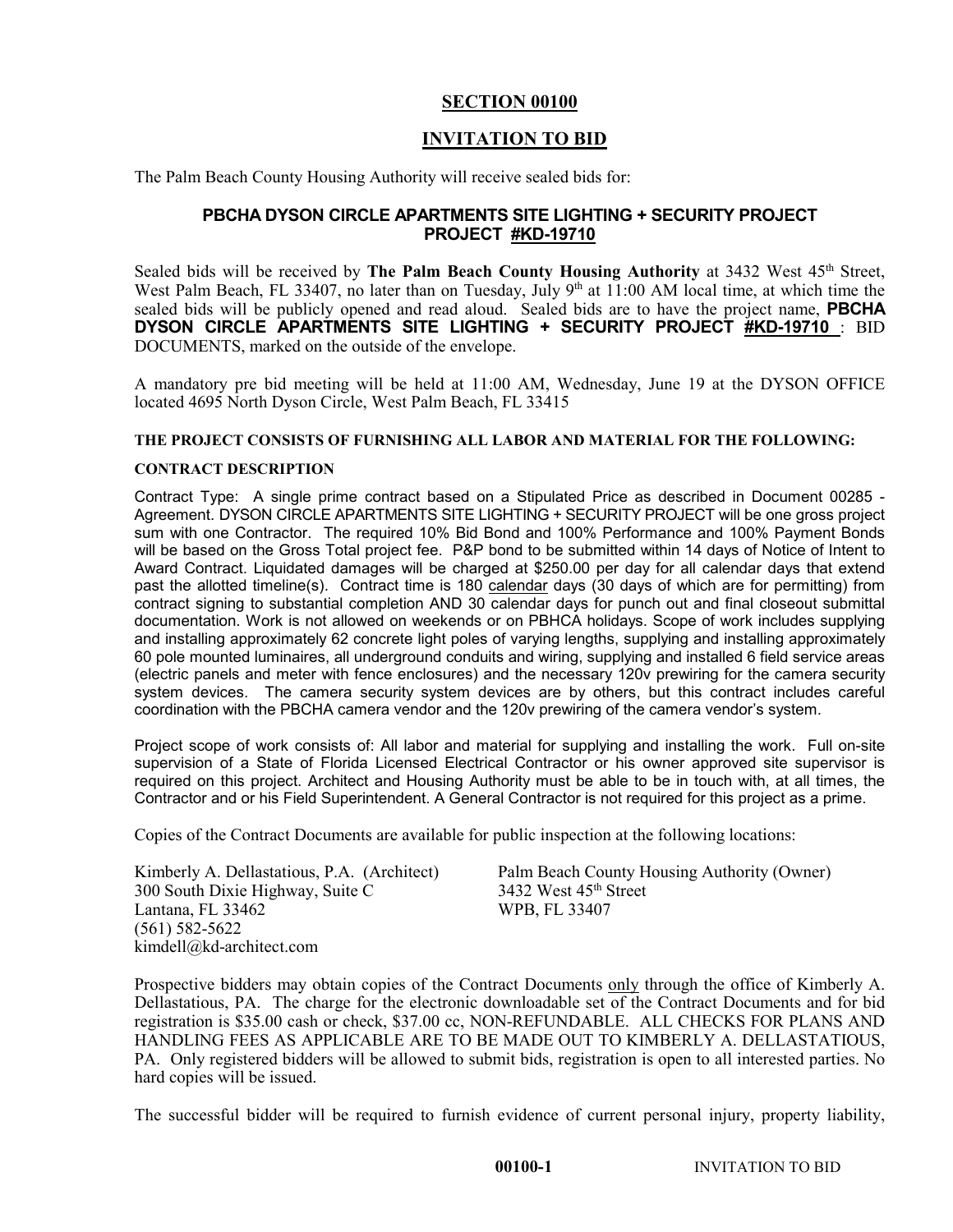## SECTION 00100

## INVITATION TO BID

The Palm Beach County Housing Authority will receive sealed bids for:

### PBCHA DYSON CIRCLE APARTMENTS SITE LIGHTING + SECURITY PROJECT PROJECT #KD-19710

Sealed bids will be received by **The Palm Beach County Housing Authority** at 3432 West 45th Street, West Palm Beach, FL 33407, no later than on Tuesday, July 9th at 11:00 AM local time, at which time the sealed bids will be publicly opened and read aloud. Sealed bids are to have the project name, **PBCHA DYSON CIRCLE APARTMENTS SITE LIGHTING + SECURITY PROJECT #KD-19710** : BID DOCUMENTS, marked on the outside of the envelope.

A mandatory pre bid meeting will be held at 11:00 AM, Wednesday, June 19 at the DYSON OFFICE located 4695 North Dyson Circle, West Palm Beach, FL 33415

**THE PROJECT CONSISTS OF FURNISHING ALL LABOR AND MATERIAL FOR THE FOLLOWING:**

**CONTRACT DESCRIPTION**

Contract Type: A single prime contract based on a Stipulated Price as described in Document 00285 - Agreement. DYSON CIRCLE APARTMENTS SITE LIGHTING + SECURITY PROJECT will be one gross project sum with one Contractor. The required 10% Bid Bond and 100% Performance and 100% Payment Bonds will be based on the Gross Total project fee. P&P bond to be submitted within 14 days of Notice of Intent to Award Contract. Liquidated damages will be charged at $250.00 per day for all calendar days that extend past the allotted timeline(s). Contract time is 180 calendar days (30 days of which are for permitting) from contract signing to substantial completion AND 30 calendar days for punch out and final closeout submittal documentation. Work is not allowed on weekends or on PBHCA holidays. Scope of work includes supplying and installing approximately 62 concrete light poles of varying lengths, supplying and installing approximately 60 pole mounted luminaires, all underground conduits and wiring, supplying and installed 6 field service areas (electric panels and meter with fence enclosures) and the necessary 120v prewiring for the camera security system devices. The camera security system devices are by others, but this contract includes careful coordination with the PBCHA camera vendor and the 120v prewiring of the camera vendor's system.

Project scope of work consists of: All labor and material for supplying and installing the work. Full on-site supervision of a State of Florida Licensed Electrical Contractor or his owner approved site supervisor is required on this project. Architect and Housing Authority must be able to be in touch with, at all times, the Contractor and or his Field Superintendent. A General Contractor is not required for this project as a prime.

Copies of the Contract Documents are available for public inspection at the following locations:

Kimberly A. Dellastatious, P.A. (Architect)
300 South Dixie Highway, Suite C
Lantana, FL 33462
(561) 582-5622
kimdell@kd-architect.com

Palm Beach County Housing Authority (Owner)
3432 West 45th Street
WPB, FL 33407

Prospective bidders may obtain copies of the Contract Documents only through the office of Kimberly A. Dellastatious, PA. The charge for the electronic downloadable set of the Contract Documents and for bid registration is $35.00 cash or check, $37.00 cc, NON-REFUNDABLE. ALL CHECKS FOR PLANS AND HANDLING FEES AS APPLICABLE ARE TO BE MADE OUT TO KIMBERLY A. DELLASTATIOUS, PA. Only registered bidders will be allowed to submit bids, registration is open to all interested parties. No hard copies will be issued.

The successful bidder will be required to furnish evidence of current personal injury, property liability,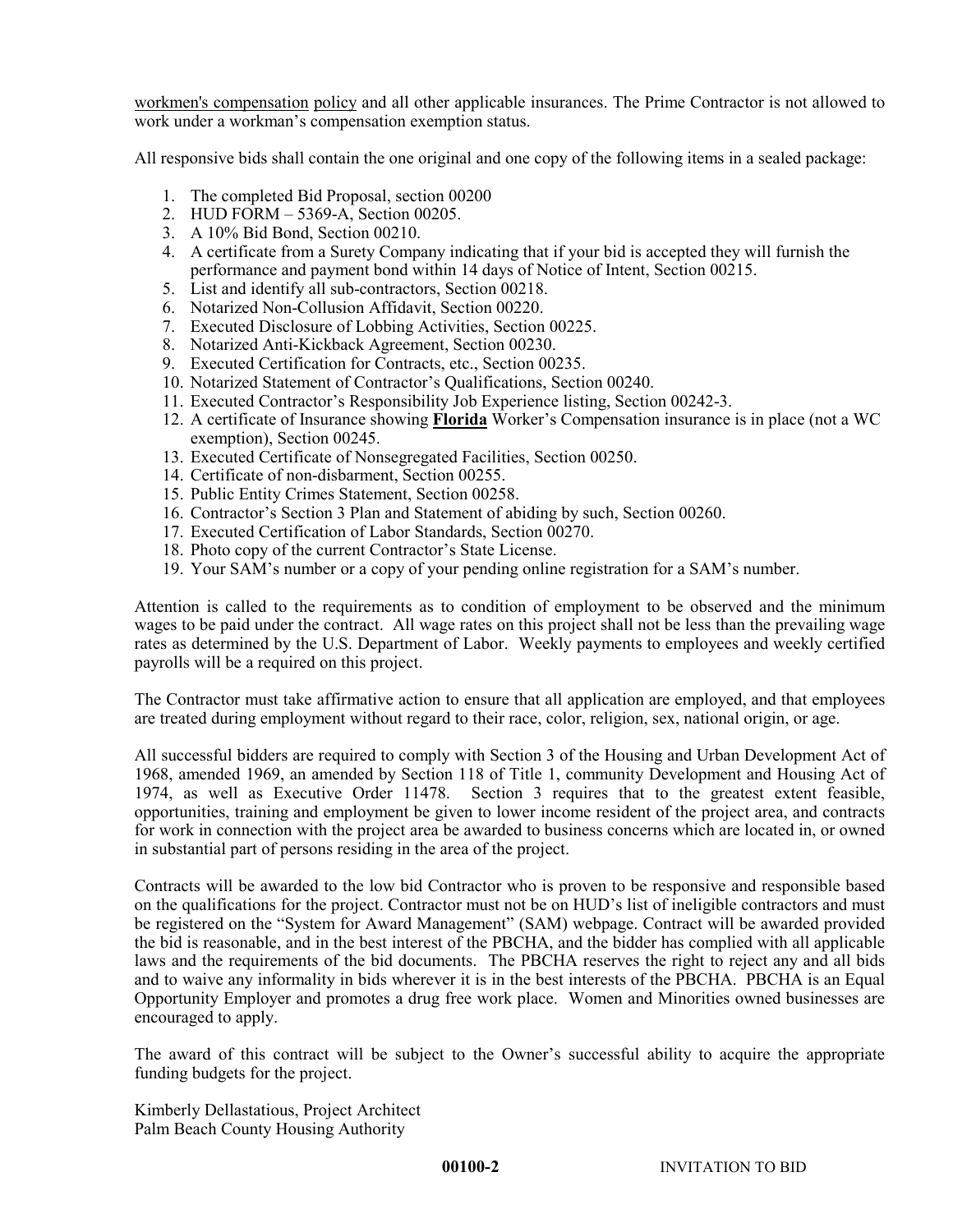workmen's compensation policy and all other applicable insurances. The Prime Contractor is not allowed to work under a workman's compensation exemption status.

All responsive bids shall contain the one original and one copy of the following items in a sealed package:

1. The completed Bid Proposal, section 00200
2. HUD FORM – 5369-A, Section 00205.
3. A 10% Bid Bond, Section 00210.
4. A certificate from a Surety Company indicating that if your bid is accepted they will furnish the performance and payment bond within 14 days of Notice of Intent, Section 00215.
5. List and identify all sub-contractors, Section 00218.
6. Notarized Non-Collusion Affidavit, Section 00220.
7. Executed Disclosure of Lobbing Activities, Section 00225.
8. Notarized Anti-Kickback Agreement, Section 00230.
9. Executed Certification for Contracts, etc., Section 00235.
10. Notarized Statement of Contractor's Qualifications, Section 00240.
11. Executed Contractor's Responsibility Job Experience listing, Section 00242-3.
12. A certificate of Insurance showing **Florida** Worker's Compensation insurance is in place (not a WC exemption), Section 00245.
13. Executed Certificate of Nonsegregated Facilities, Section 00250.
14. Certificate of non-disbarment, Section 00255.
15. Public Entity Crimes Statement, Section 00258.
16. Contractor's Section 3 Plan and Statement of abiding by such, Section 00260.
17. Executed Certification of Labor Standards, Section 00270.
18. Photo copy of the current Contractor's State License.
19. Your SAM's number or a copy of your pending online registration for a SAM's number.

Attention is called to the requirements as to condition of employment to be observed and the minimum wages to be paid under the contract. All wage rates on this project shall not be less than the prevailing wage rates as determined by the U.S. Department of Labor. Weekly payments to employees and weekly certified payrolls will be a required on this project.

The Contractor must take affirmative action to ensure that all application are employed, and that employees are treated during employment without regard to their race, color, religion, sex, national origin, or age.

All successful bidders are required to comply with Section 3 of the Housing and Urban Development Act of 1968, amended 1969, an amended by Section 118 of Title 1, community Development and Housing Act of 1974, as well as Executive Order 11478. Section 3 requires that to the greatest extent feasible, opportunities, training and employment be given to lower income resident of the project area, and contracts for work in connection with the project area be awarded to business concerns which are located in, or owned in substantial part of persons residing in the area of the project.

Contracts will be awarded to the low bid Contractor who is proven to be responsive and responsible based on the qualifications for the project. Contractor must not be on HUD's list of ineligible contractors and must be registered on the "System for Award Management" (SAM) webpage. Contract will be awarded provided the bid is reasonable, and in the best interest of the PBCHA, and the bidder has complied with all applicable laws and the requirements of the bid documents. The PBCHA reserves the right to reject any and all bids and to waive any informality in bids wherever it is in the best interests of the PBCHA. PBCHA is an Equal Opportunity Employer and promotes a drug free work place. Women and Minorities owned businesses are encouraged to apply.

The award of this contract will be subject to the Owner's successful ability to acquire the appropriate funding budgets for the project.

Kimberly Dellastatious, Project Architect
Palm Beach County Housing Authority